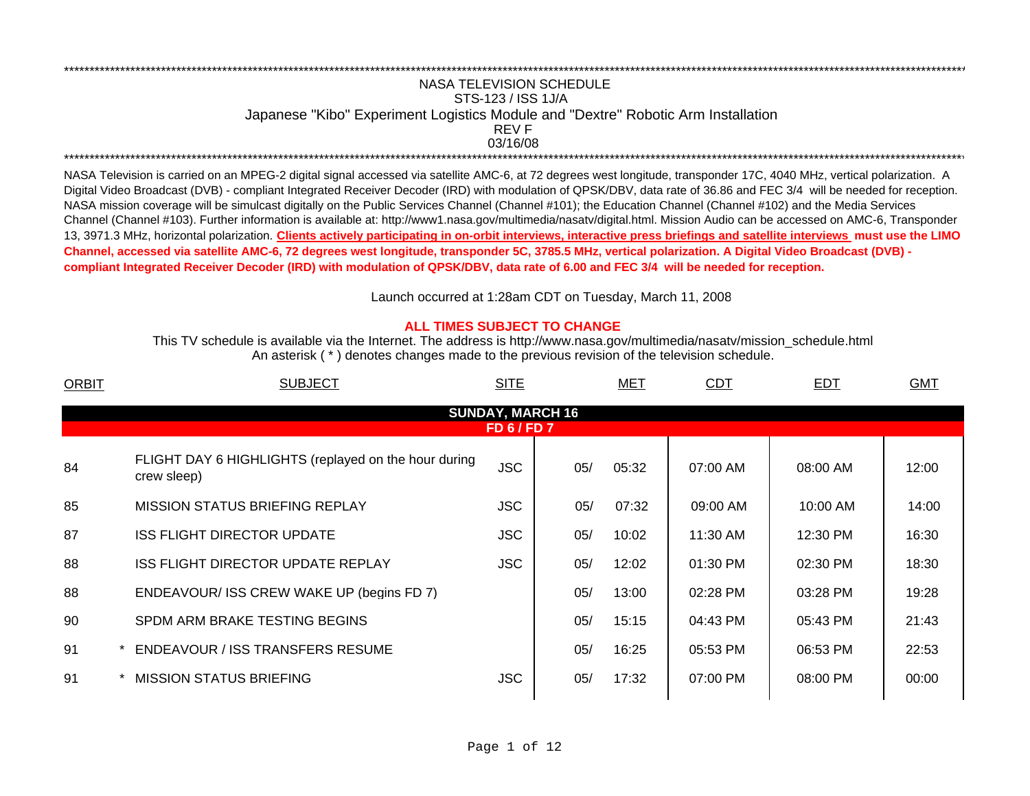NASA TELEVISION SCHEDULE

STS-123 / ISS 1J/A

Japanese "Kibo" Experiment Logistics Module and "Dextre" Robotic Arm Installation

REV F

03/16/08

NASA Television is carried on an MPEG-2 digital signal accessed via satellite AMC-6, at 72 degrees west longitude, transponder 17C, 4040 MHz, vertical polarization. A Digital Video Broadcast (DVB) - compliant Integrated Receiver Decoder (IRD) with modulation of QPSK/DBV, data rate of 36.86 and FEC 3/4 will be needed for reception. NASA mission coverage will be simulcast digitally on the Public Services Channel (Channel #101); the Education Channel (Channel #102) and the Media Services Channel (Channel #103). Further information is available at: http://www1.nasa.gov/multimedia/nasatv/digital.html. Mission Audio can be accessed on AMC-6, Transponder 13, 3971.3 MHz, horizontal polarization. **Clients actively participating in on-orbit interviews, interactive press briefings and satellite interviews must use the LIMO Channel, accessed via satellite AMC-6, 72 degrees west longitude, transponder 5C, 3785.5 MHz, vertical polarization. A Digital Video Broadcast (DVB) - compliant Integrated Receiver Decoder (IRD) with modulation of QPSK/DBV, data rate of 6.00 and FEC 3/4 will be needed for reception.**

Launch occurred at 1:28am CDT on Tuesday, March 11, 2008

**ALL TIMES SUBJECT TO CHANGE**

This TV schedule is available via the Internet. The address is http://www.nasa.gov/multimedia/nasatv/mission_schedule.html

An asterisk ( * ) denotes changes made to the previous revision of the television schedule.

| ORBIT | | SUBJECT | SITE | MET | | CDT | EDT | GMT |
|---|---|---|---|---|---|---|---|---|
| **SUNDAY, MARCH 16** | | | | | | | | |
| **FD 6 / FD 7** | | | | | | | | |
| 84 | | FLIGHT DAY 6 HIGHLIGHTS (replayed on the hour during crew sleep) | JSC | 05/ | 05:32 | 07:00 AM | 08:00 AM | 12:00 |
| 85 | | MISSION STATUS BRIEFING REPLAY | JSC | 05/ | 07:32 | 09:00 AM | 10:00 AM | 14:00 |
| 87 | | ISS FLIGHT DIRECTOR UPDATE | JSC | 05/ | 10:02 | 11:30 AM | 12:30 PM | 16:30 |
| 88 | | ISS FLIGHT DIRECTOR UPDATE REPLAY | JSC | 05/ | 12:02 | 01:30 PM | 02:30 PM | 18:30 |
| 88 | | ENDEAVOUR/ ISS CREW WAKE UP (begins FD 7) | | 05/ | 13:00 | 02:28 PM | 03:28 PM | 19:28 |
| 90 | | SPDM ARM BRAKE TESTING BEGINS | | 05/ | 15:15 | 04:43 PM | 05:43 PM | 21:43 |
| 91 | * | ENDEAVOUR / ISS TRANSFERS RESUME | | 05/ | 16:25 | 05:53 PM | 06:53 PM | 22:53 |
| 91 | * | MISSION STATUS BRIEFING | JSC | 05/ | 17:32 | 07:00 PM | 08:00 PM | 00:00 |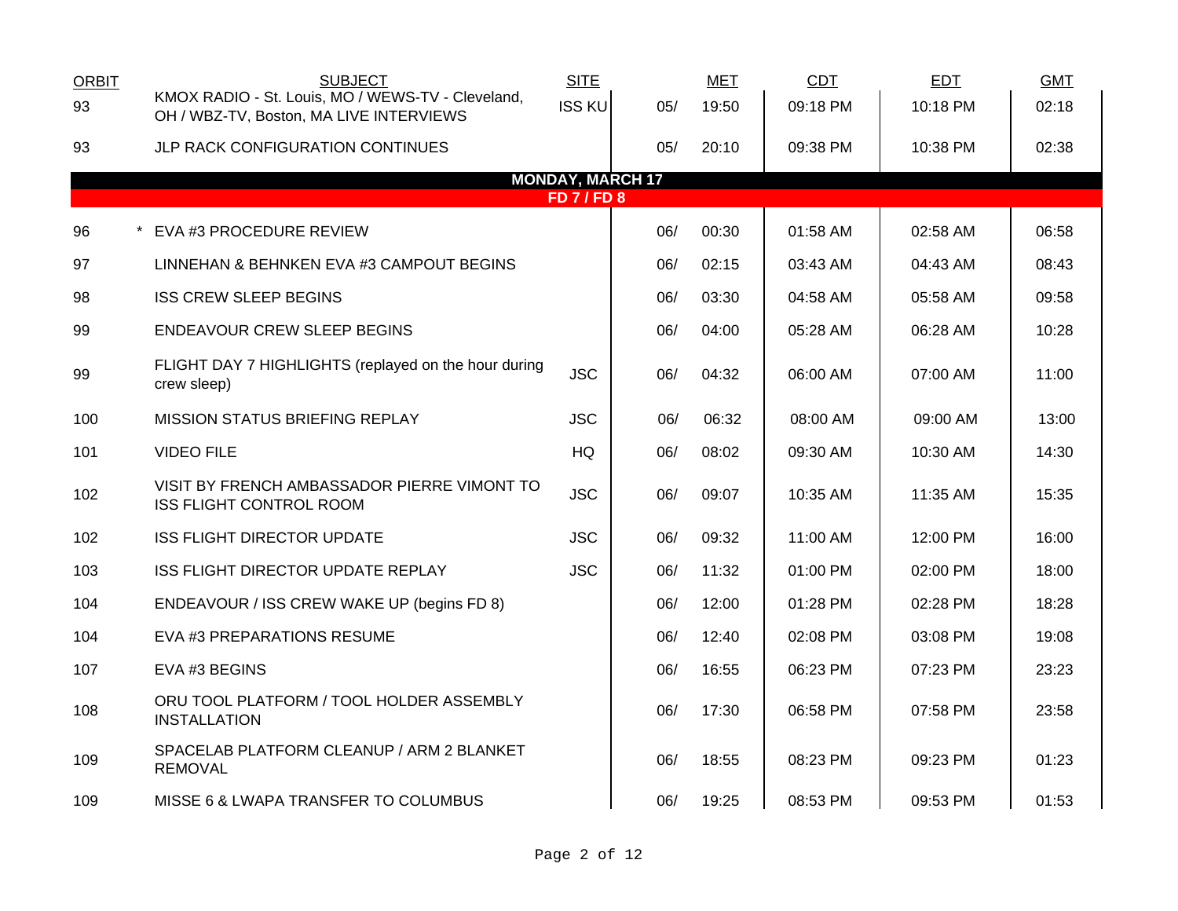| ORBIT | SUBJECT | SITE | | MET | CDT | EDT | GMT |
| --- | --- | --- | --- | --- | --- | --- | --- |
| 93 | KMOX RADIO - St. Louis, MO / WEWS-TV - Cleveland, OH / WBZ-TV, Boston, MA LIVE INTERVIEWS | ISS KU | 05/ | 19:50 | 09:18 PM | 10:18 PM | 02:18 |
| 93 | JLP RACK CONFIGURATION CONTINUES | | 05/ | 20:10 | 09:38 PM | 10:38 PM | 02:38 |
| | **MONDAY, MARCH 17** | | | | | | |
| | **FD 7 / FD 8** | | | | | | |
| 96 | * EVA #3 PROCEDURE REVIEW | | 06/ | 00:30 | 01:58 AM | 02:58 AM | 06:58 |
| 97 | LINNEHAN & BEHNKEN EVA #3 CAMPOUT BEGINS | | 06/ | 02:15 | 03:43 AM | 04:43 AM | 08:43 |
| 98 | ISS CREW SLEEP BEGINS | | 06/ | 03:30 | 04:58 AM | 05:58 AM | 09:58 |
| 99 | ENDEAVOUR CREW SLEEP BEGINS | | 06/ | 04:00 | 05:28 AM | 06:28 AM | 10:28 |
| 99 | FLIGHT DAY 7 HIGHLIGHTS (replayed on the hour during crew sleep) | JSC | 06/ | 04:32 | 06:00 AM | 07:00 AM | 11:00 |
| 100 | MISSION STATUS BRIEFING REPLAY | JSC | 06/ | 06:32 | 08:00 AM | 09:00 AM | 13:00 |
| 101 | VIDEO FILE | HQ | 06/ | 08:02 | 09:30 AM | 10:30 AM | 14:30 |
| 102 | VISIT BY FRENCH AMBASSADOR PIERRE VIMONT TO ISS FLIGHT CONTROL ROOM | JSC | 06/ | 09:07 | 10:35 AM | 11:35 AM | 15:35 |
| 102 | ISS FLIGHT DIRECTOR UPDATE | JSC | 06/ | 09:32 | 11:00 AM | 12:00 PM | 16:00 |
| 103 | ISS FLIGHT DIRECTOR UPDATE REPLAY | JSC | 06/ | 11:32 | 01:00 PM | 02:00 PM | 18:00 |
| 104 | ENDEAVOUR / ISS CREW WAKE UP (begins FD 8) | | 06/ | 12:00 | 01:28 PM | 02:28 PM | 18:28 |
| 104 | EVA #3 PREPARATIONS RESUME | | 06/ | 12:40 | 02:08 PM | 03:08 PM | 19:08 |
| 107 | EVA #3 BEGINS | | 06/ | 16:55 | 06:23 PM | 07:23 PM | 23:23 |
| 108 | ORU TOOL PLATFORM / TOOL HOLDER ASSEMBLY INSTALLATION | | 06/ | 17:30 | 06:58 PM | 07:58 PM | 23:58 |
| 109 | SPACELAB PLATFORM CLEANUP / ARM 2 BLANKET REMOVAL | | 06/ | 18:55 | 08:23 PM | 09:23 PM | 01:23 |
| 109 | MISSE 6 & LWAPA TRANSFER TO COLUMBUS | | 06/ | 19:25 | 08:53 PM | 09:53 PM | 01:53 |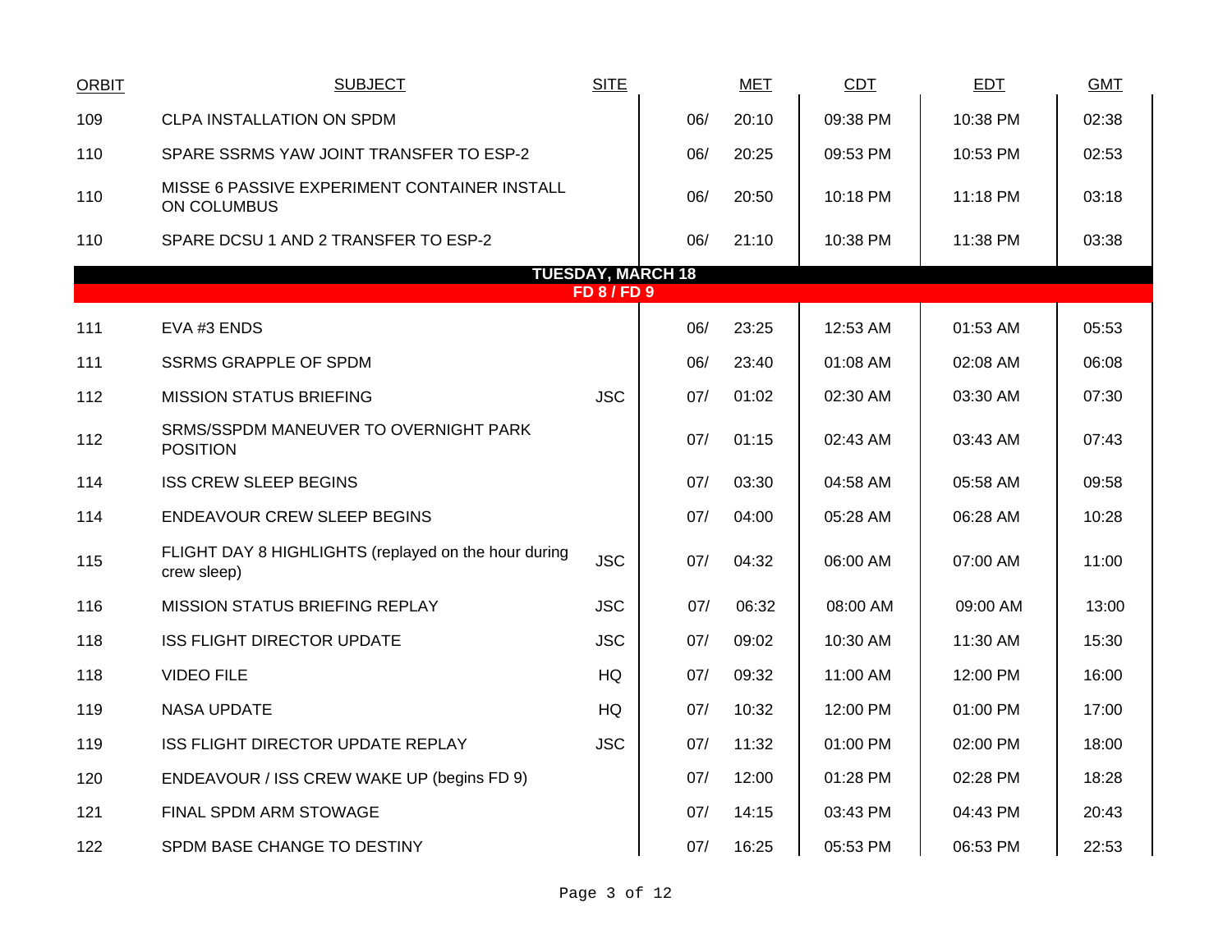| ORBIT | SUBJECT | SITE | MET | | CDT | EDT | GMT |
|---|---|---|---|---|---|---|---|
| 109 | CLPA INSTALLATION ON SPDM | | 06/ | 20:10 | 09:38 PM | 10:38 PM | 02:38 |
| 110 | SPARE SSRMS YAW JOINT TRANSFER TO ESP-2 | | 06/ | 20:25 | 09:53 PM | 10:53 PM | 02:53 |
| 110 | MISSE 6 PASSIVE EXPERIMENT CONTAINER INSTALL ON COLUMBUS | | 06/ | 20:50 | 10:18 PM | 11:18 PM | 03:18 |
| 110 | SPARE DCSU 1 AND 2 TRANSFER TO ESP-2 | | 06/ | 21:10 | 10:38 PM | 11:38 PM | 03:38 |
| | **TUESDAY, MARCH 18** | | | | | | |
| | **FD 8 / FD 9** | | | | | | |
| 111 | EVA #3 ENDS | | 06/ | 23:25 | 12:53 AM | 01:53 AM | 05:53 |
| 111 | SSRMS GRAPPLE OF SPDM | | 06/ | 23:40 | 01:08 AM | 02:08 AM | 06:08 |
| 112 | MISSION STATUS BRIEFING | JSC | 07/ | 01:02 | 02:30 AM | 03:30 AM | 07:30 |
| 112 | SRMS/SSPDM MANEUVER TO OVERNIGHT PARK POSITION | | 07/ | 01:15 | 02:43 AM | 03:43 AM | 07:43 |
| 114 | ISS CREW SLEEP BEGINS | | 07/ | 03:30 | 04:58 AM | 05:58 AM | 09:58 |
| 114 | ENDEAVOUR CREW SLEEP BEGINS | | 07/ | 04:00 | 05:28 AM | 06:28 AM | 10:28 |
| 115 | FLIGHT DAY 8 HIGHLIGHTS (replayed on the hour during crew sleep) | JSC | 07/ | 04:32 | 06:00 AM | 07:00 AM | 11:00 |
| 116 | MISSION STATUS BRIEFING REPLAY | JSC | 07/ | 06:32 | 08:00 AM | 09:00 AM | 13:00 |
| 118 | ISS FLIGHT DIRECTOR UPDATE | JSC | 07/ | 09:02 | 10:30 AM | 11:30 AM | 15:30 |
| 118 | VIDEO FILE | HQ | 07/ | 09:32 | 11:00 AM | 12:00 PM | 16:00 |
| 119 | NASA UPDATE | HQ | 07/ | 10:32 | 12:00 PM | 01:00 PM | 17:00 |
| 119 | ISS FLIGHT DIRECTOR UPDATE REPLAY | JSC | 07/ | 11:32 | 01:00 PM | 02:00 PM | 18:00 |
| 120 | ENDEAVOUR / ISS CREW WAKE UP (begins FD 9) | | 07/ | 12:00 | 01:28 PM | 02:28 PM | 18:28 |
| 121 | FINAL SPDM ARM STOWAGE | | 07/ | 14:15 | 03:43 PM | 04:43 PM | 20:43 |
| 122 | SPDM BASE CHANGE TO DESTINY | | 07/ | 16:25 | 05:53 PM | 06:53 PM | 22:53 |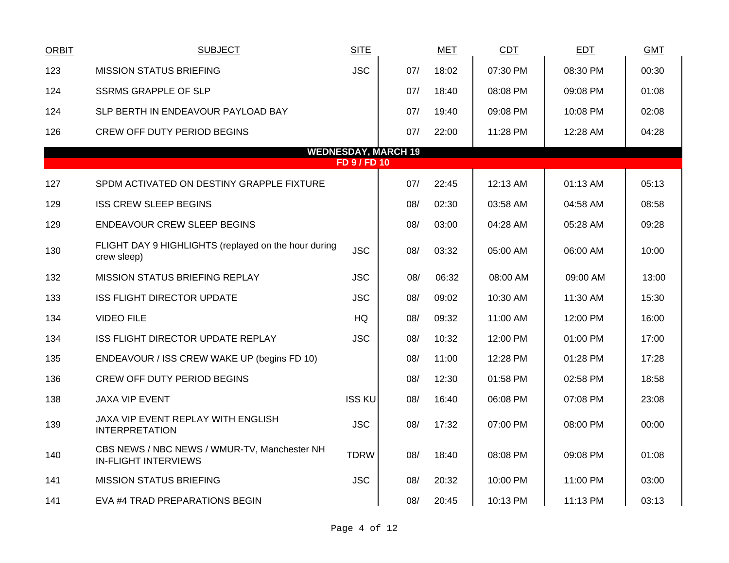| ORBIT | SUBJECT | SITE | MET | | CDT | EDT | GMT |
|---|---|---|---|---|---|---|---|
| 123 | MISSION STATUS BRIEFING | JSC | 07/ | 18:02 | 07:30 PM | 08:30 PM | 00:30 |
| 124 | SSRMS GRAPPLE OF SLP | | 07/ | 18:40 | 08:08 PM | 09:08 PM | 01:08 |
| 124 | SLP BERTH IN ENDEAVOUR PAYLOAD BAY | | 07/ | 19:40 | 09:08 PM | 10:08 PM | 02:08 |
| 126 | CREW OFF DUTY PERIOD BEGINS | | 07/ | 22:00 | 11:28 PM | 12:28 AM | 04:28 |
| | **WEDNESDAY, MARCH 19** | | | | | | |
| | **FD 9 / FD 10** | | | | | | |
| 127 | SPDM ACTIVATED ON DESTINY GRAPPLE FIXTURE | | 07/ | 22:45 | 12:13 AM | 01:13 AM | 05:13 |
| 129 | ISS CREW SLEEP BEGINS | | 08/ | 02:30 | 03:58 AM | 04:58 AM | 08:58 |
| 129 | ENDEAVOUR CREW SLEEP BEGINS | | 08/ | 03:00 | 04:28 AM | 05:28 AM | 09:28 |
| 130 | FLIGHT DAY 9 HIGHLIGHTS (replayed on the hour during crew sleep) | JSC | 08/ | 03:32 | 05:00 AM | 06:00 AM | 10:00 |
| 132 | MISSION STATUS BRIEFING REPLAY | JSC | 08/ | 06:32 | 08:00 AM | 09:00 AM | 13:00 |
| 133 | ISS FLIGHT DIRECTOR UPDATE | JSC | 08/ | 09:02 | 10:30 AM | 11:30 AM | 15:30 |
| 134 | VIDEO FILE | HQ | 08/ | 09:32 | 11:00 AM | 12:00 PM | 16:00 |
| 134 | ISS FLIGHT DIRECTOR UPDATE REPLAY | JSC | 08/ | 10:32 | 12:00 PM | 01:00 PM | 17:00 |
| 135 | ENDEAVOUR / ISS CREW WAKE UP (begins FD 10) | | 08/ | 11:00 | 12:28 PM | 01:28 PM | 17:28 |
| 136 | CREW OFF DUTY PERIOD BEGINS | | 08/ | 12:30 | 01:58 PM | 02:58 PM | 18:58 |
| 138 | JAXA VIP EVENT | ISS KU | 08/ | 16:40 | 06:08 PM | 07:08 PM | 23:08 |
| 139 | JAXA VIP EVENT REPLAY WITH ENGLISH INTERPRETATION | JSC | 08/ | 17:32 | 07:00 PM | 08:00 PM | 00:00 |
| 140 | CBS NEWS / NBC NEWS / WMUR-TV, Manchester NH IN-FLIGHT INTERVIEWS | TDRW | 08/ | 18:40 | 08:08 PM | 09:08 PM | 01:08 |
| 141 | MISSION STATUS BRIEFING | JSC | 08/ | 20:32 | 10:00 PM | 11:00 PM | 03:00 |
| 141 | EVA #4 TRAD PREPARATIONS BEGIN | | 08/ | 20:45 | 10:13 PM | 11:13 PM | 03:13 |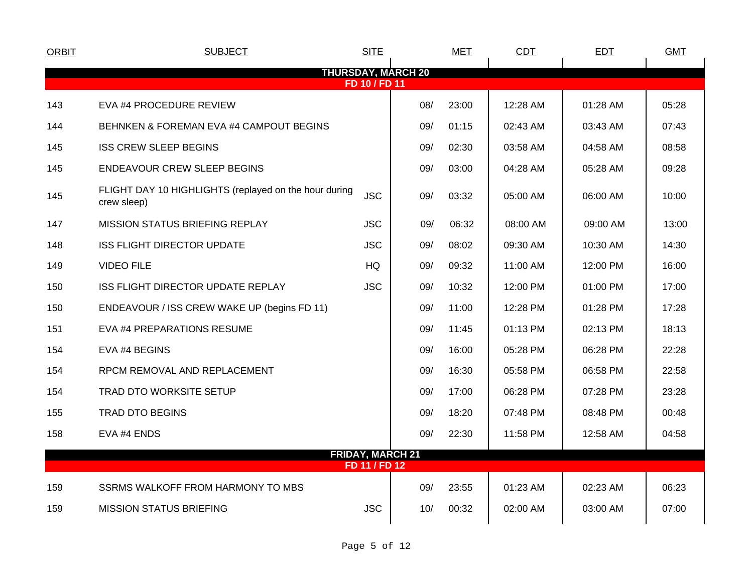| ORBIT | SUBJECT | SITE | MET | | CDT | EDT | GMT |
|---|---|---|---|---|---|---|---|
| **THURSDAY, MARCH 20** | | | | | | | |
| **FD 10 / FD 11** | | | | | | | |
| 143 | EVA #4 PROCEDURE REVIEW | | 08/ | 23:00 | 12:28 AM | 01:28 AM | 05:28 |
| 144 | BEHNKEN & FOREMAN EVA #4 CAMPOUT BEGINS | | 09/ | 01:15 | 02:43 AM | 03:43 AM | 07:43 |
| 145 | ISS CREW SLEEP BEGINS | | 09/ | 02:30 | 03:58 AM | 04:58 AM | 08:58 |
| 145 | ENDEAVOUR CREW SLEEP BEGINS | | 09/ | 03:00 | 04:28 AM | 05:28 AM | 09:28 |
| 145 | FLIGHT DAY 10 HIGHLIGHTS (replayed on the hour during crew sleep) | JSC | 09/ | 03:32 | 05:00 AM | 06:00 AM | 10:00 |
| 147 | MISSION STATUS BRIEFING REPLAY | JSC | 09/ | 06:32 | 08:00 AM | 09:00 AM | 13:00 |
| 148 | ISS FLIGHT DIRECTOR UPDATE | JSC | 09/ | 08:02 | 09:30 AM | 10:30 AM | 14:30 |
| 149 | VIDEO FILE | HQ | 09/ | 09:32 | 11:00 AM | 12:00 PM | 16:00 |
| 150 | ISS FLIGHT DIRECTOR UPDATE REPLAY | JSC | 09/ | 10:32 | 12:00 PM | 01:00 PM | 17:00 |
| 150 | ENDEAVOUR / ISS CREW WAKE UP (begins FD 11) | | 09/ | 11:00 | 12:28 PM | 01:28 PM | 17:28 |
| 151 | EVA #4 PREPARATIONS RESUME | | 09/ | 11:45 | 01:13 PM | 02:13 PM | 18:13 |
| 154 | EVA #4 BEGINS | | 09/ | 16:00 | 05:28 PM | 06:28 PM | 22:28 |
| 154 | RPCM REMOVAL AND REPLACEMENT | | 09/ | 16:30 | 05:58 PM | 06:58 PM | 22:58 |
| 154 | TRAD DTO WORKSITE SETUP | | 09/ | 17:00 | 06:28 PM | 07:28 PM | 23:28 |
| 155 | TRAD DTO BEGINS | | 09/ | 18:20 | 07:48 PM | 08:48 PM | 00:48 |
| 158 | EVA #4 ENDS | | 09/ | 22:30 | 11:58 PM | 12:58 AM | 04:58 |
| **FRIDAY, MARCH 21** | | | | | | | |
| **FD 11 / FD 12** | | | | | | | |
| 159 | SSRMS WALKOFF FROM HARMONY TO MBS | | 09/ | 23:55 | 01:23 AM | 02:23 AM | 06:23 |
| 159 | MISSION STATUS BRIEFING | JSC | 10/ | 00:32 | 02:00 AM | 03:00 AM | 07:00 |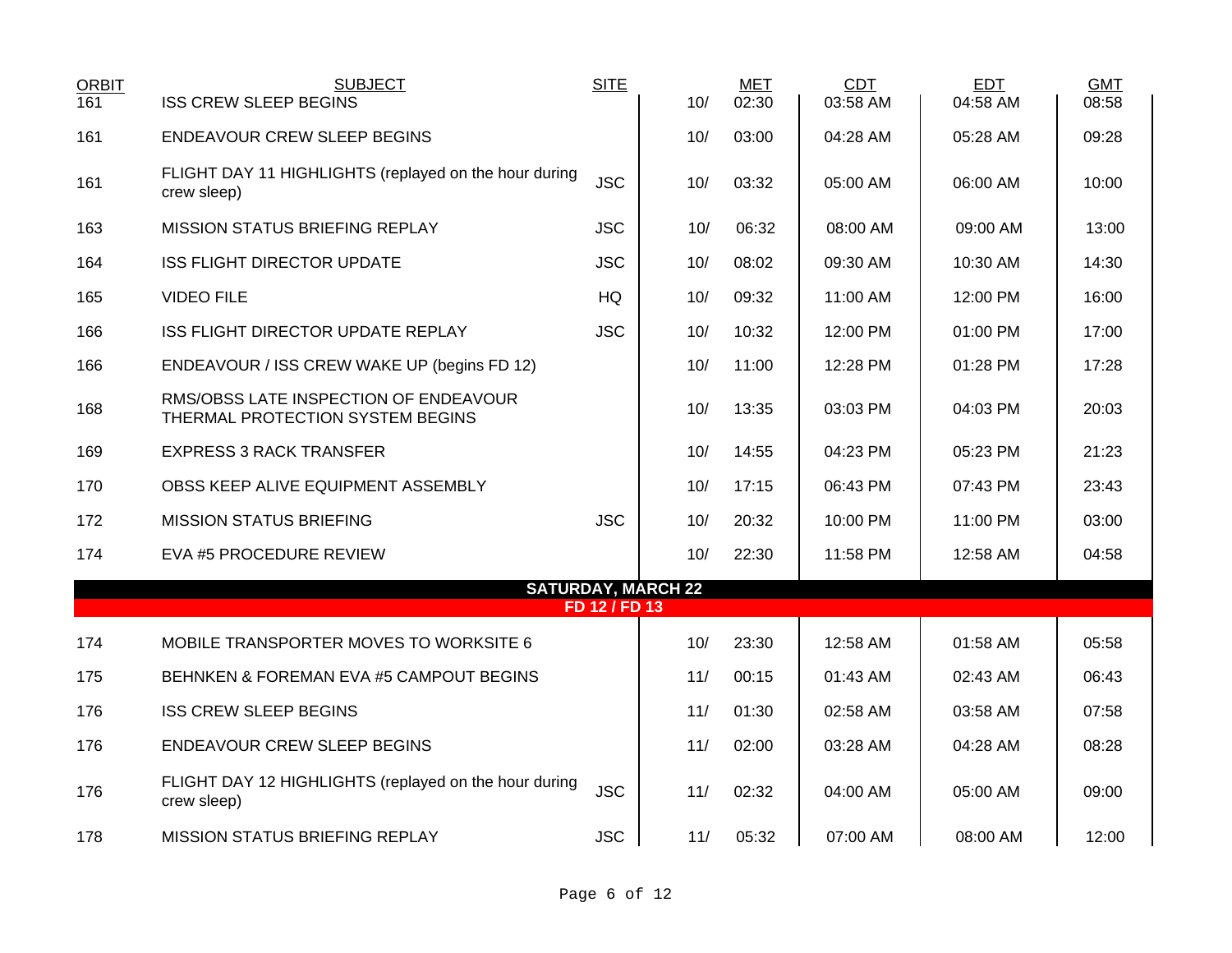| ORBIT | SUBJECT | SITE | | MET | CDT | EDT | GMT |
|---|---|---|---|---|---|---|---|
| 161 | ISS CREW SLEEP BEGINS | | 10/ | 02:30 | 03:58 AM | 04:58 AM | 08:58 |
| 161 | ENDEAVOUR CREW SLEEP BEGINS | | 10/ | 03:00 | 04:28 AM | 05:28 AM | 09:28 |
| 161 | FLIGHT DAY 11 HIGHLIGHTS (replayed on the hour during crew sleep) | JSC | 10/ | 03:32 | 05:00 AM | 06:00 AM | 10:00 |
| 163 | MISSION STATUS BRIEFING REPLAY | JSC | 10/ | 06:32 | 08:00 AM | 09:00 AM | 13:00 |
| 164 | ISS FLIGHT DIRECTOR UPDATE | JSC | 10/ | 08:02 | 09:30 AM | 10:30 AM | 14:30 |
| 165 | VIDEO FILE | HQ | 10/ | 09:32 | 11:00 AM | 12:00 PM | 16:00 |
| 166 | ISS FLIGHT DIRECTOR UPDATE REPLAY | JSC | 10/ | 10:32 | 12:00 PM | 01:00 PM | 17:00 |
| 166 | ENDEAVOUR / ISS CREW WAKE UP (begins FD 12) | | 10/ | 11:00 | 12:28 PM | 01:28 PM | 17:28 |
| 168 | RMS/OBSS LATE INSPECTION OF ENDEAVOUR THERMAL PROTECTION SYSTEM BEGINS | | 10/ | 13:35 | 03:03 PM | 04:03 PM | 20:03 |
| 169 | EXPRESS 3 RACK TRANSFER | | 10/ | 14:55 | 04:23 PM | 05:23 PM | 21:23 |
| 170 | OBSS KEEP ALIVE EQUIPMENT ASSEMBLY | | 10/ | 17:15 | 06:43 PM | 07:43 PM | 23:43 |
| 172 | MISSION STATUS BRIEFING | JSC | 10/ | 20:32 | 10:00 PM | 11:00 PM | 03:00 |
| 174 | EVA #5 PROCEDURE REVIEW | | 10/ | 22:30 | 11:58 PM | 12:58 AM | 04:58 |
| | **SATURDAY, MARCH 22** | | | | | | |
| | **FD 12 / FD 13** | | | | | | |
| 174 | MOBILE TRANSPORTER MOVES TO WORKSITE 6 | | 10/ | 23:30 | 12:58 AM | 01:58 AM | 05:58 |
| 175 | BEHNKEN & FOREMAN EVA #5 CAMPOUT BEGINS | | 11/ | 00:15 | 01:43 AM | 02:43 AM | 06:43 |
| 176 | ISS CREW SLEEP BEGINS | | 11/ | 01:30 | 02:58 AM | 03:58 AM | 07:58 |
| 176 | ENDEAVOUR CREW SLEEP BEGINS | | 11/ | 02:00 | 03:28 AM | 04:28 AM | 08:28 |
| 176 | FLIGHT DAY 12 HIGHLIGHTS (replayed on the hour during crew sleep) | JSC | 11/ | 02:32 | 04:00 AM | 05:00 AM | 09:00 |
| 178 | MISSION STATUS BRIEFING REPLAY | JSC | 11/ | 05:32 | 07:00 AM | 08:00 AM | 12:00 |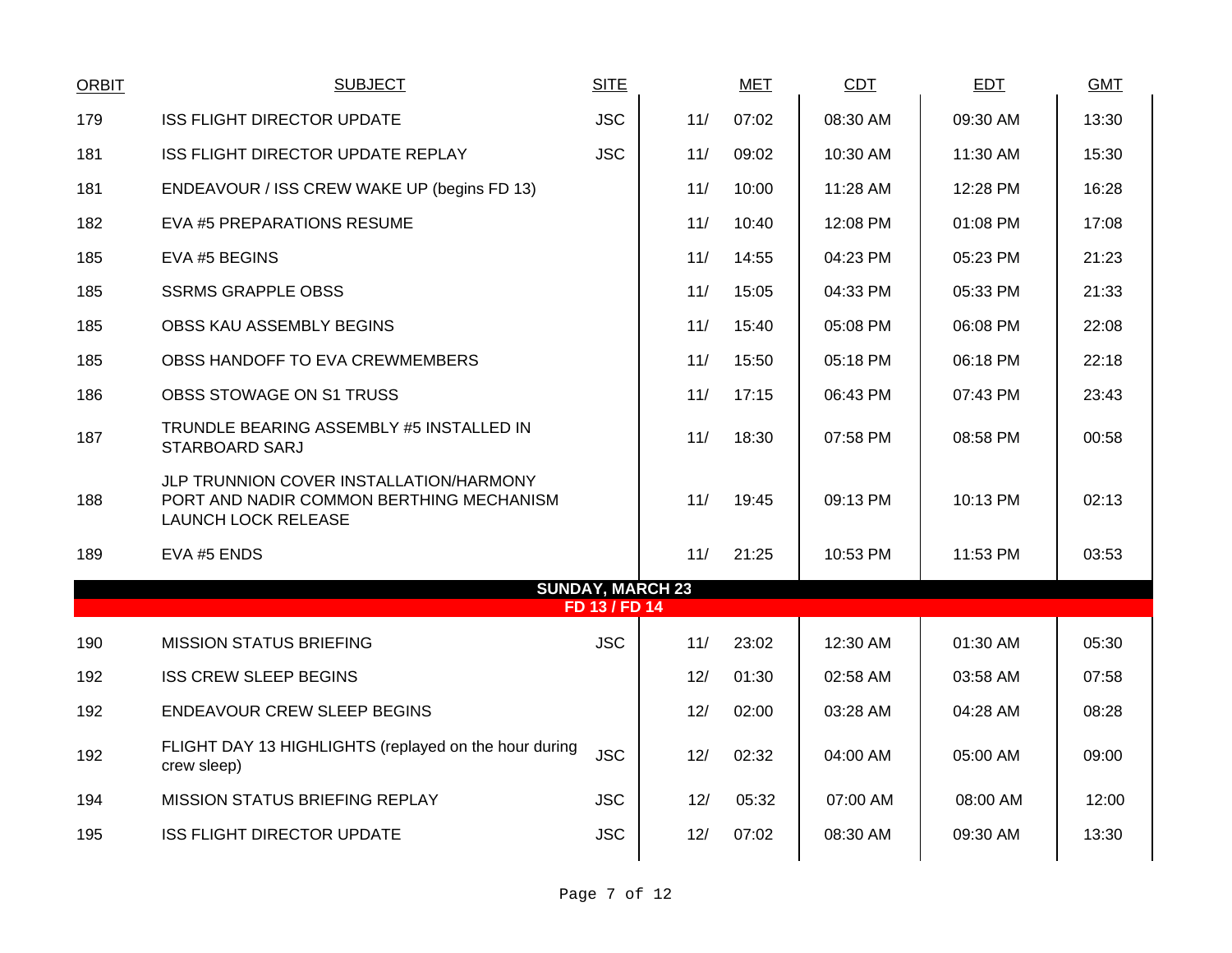| ORBIT | SUBJECT | SITE | MET | | CDT | EDT | GMT |
|---|---|---|---|---|---|---|---|
| 179 | ISS FLIGHT DIRECTOR UPDATE | JSC | 11/ | 07:02 | 08:30 AM | 09:30 AM | 13:30 |
| 181 | ISS FLIGHT DIRECTOR UPDATE REPLAY | JSC | 11/ | 09:02 | 10:30 AM | 11:30 AM | 15:30 |
| 181 | ENDEAVOUR / ISS CREW WAKE UP (begins FD 13) | | 11/ | 10:00 | 11:28 AM | 12:28 PM | 16:28 |
| 182 | EVA #5 PREPARATIONS RESUME | | 11/ | 10:40 | 12:08 PM | 01:08 PM | 17:08 |
| 185 | EVA #5 BEGINS | | 11/ | 14:55 | 04:23 PM | 05:23 PM | 21:23 |
| 185 | SSRMS GRAPPLE OBSS | | 11/ | 15:05 | 04:33 PM | 05:33 PM | 21:33 |
| 185 | OBSS KAU ASSEMBLY BEGINS | | 11/ | 15:40 | 05:08 PM | 06:08 PM | 22:08 |
| 185 | OBSS HANDOFF TO EVA CREWMEMBERS | | 11/ | 15:50 | 05:18 PM | 06:18 PM | 22:18 |
| 186 | OBSS STOWAGE ON S1 TRUSS | | 11/ | 17:15 | 06:43 PM | 07:43 PM | 23:43 |
| 187 | TRUNDLE BEARING ASSEMBLY #5 INSTALLED IN STARBOARD SARJ | | 11/ | 18:30 | 07:58 PM | 08:58 PM | 00:58 |
| 188 | JLP TRUNNION COVER INSTALLATION/HARMONY PORT AND NADIR COMMON BERTHING MECHANISM LAUNCH LOCK RELEASE | | 11/ | 19:45 | 09:13 PM | 10:13 PM | 02:13 |
| 189 | EVA #5 ENDS | | 11/ | 21:25 | 10:53 PM | 11:53 PM | 03:53 |
| | **SUNDAY, MARCH 23** **FD 13 / FD 14** | | | | | | |
| 190 | MISSION STATUS BRIEFING | JSC | 11/ | 23:02 | 12:30 AM | 01:30 AM | 05:30 |
| 192 | ISS CREW SLEEP BEGINS | | 12/ | 01:30 | 02:58 AM | 03:58 AM | 07:58 |
| 192 | ENDEAVOUR CREW SLEEP BEGINS | | 12/ | 02:00 | 03:28 AM | 04:28 AM | 08:28 |
| 192 | FLIGHT DAY 13 HIGHLIGHTS (replayed on the hour during crew sleep) | JSC | 12/ | 02:32 | 04:00 AM | 05:00 AM | 09:00 |
| 194 | MISSION STATUS BRIEFING REPLAY | JSC | 12/ | 05:32 | 07:00 AM | 08:00 AM | 12:00 |
| 195 | ISS FLIGHT DIRECTOR UPDATE | JSC | 12/ | 07:02 | 08:30 AM | 09:30 AM | 13:30 |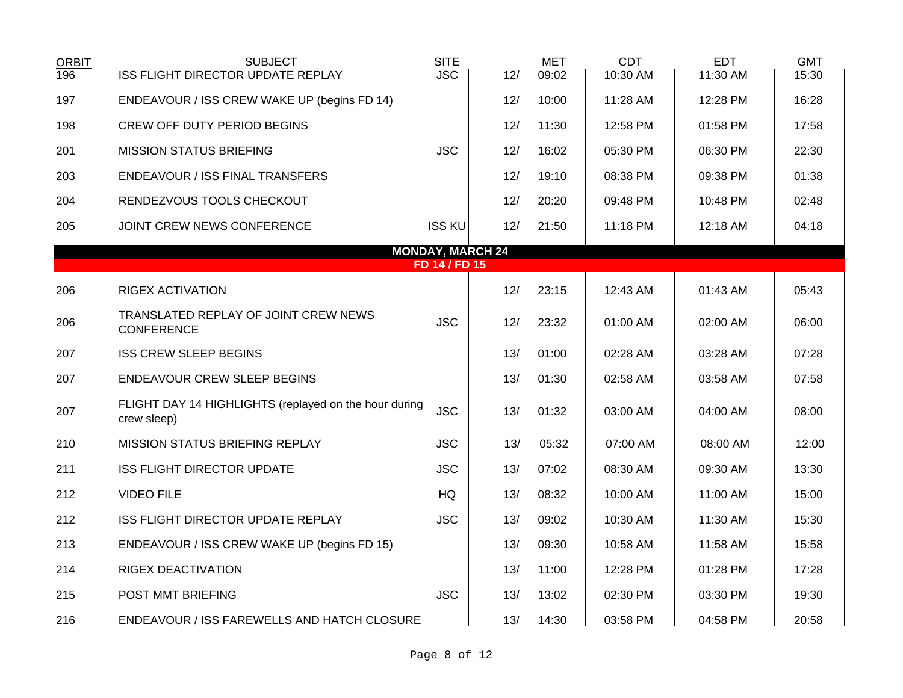| ORBIT | SUBJECT | SITE | | MET | CDT | EDT | GMT |
|---|---|---|---|---|---|---|---|
| 196 | ISS FLIGHT DIRECTOR UPDATE REPLAY | JSC | 12/ | 09:02 | 10:30 AM | 11:30 AM | 15:30 |
| 197 | ENDEAVOUR / ISS CREW WAKE UP (begins FD 14) | | 12/ | 10:00 | 11:28 AM | 12:28 PM | 16:28 |
| 198 | CREW OFF DUTY PERIOD BEGINS | | 12/ | 11:30 | 12:58 PM | 01:58 PM | 17:58 |
| 201 | MISSION STATUS BRIEFING | JSC | 12/ | 16:02 | 05:30 PM | 06:30 PM | 22:30 |
| 203 | ENDEAVOUR / ISS FINAL TRANSFERS | | 12/ | 19:10 | 08:38 PM | 09:38 PM | 01:38 |
| 204 | RENDEZVOUS TOOLS CHECKOUT | | 12/ | 20:20 | 09:48 PM | 10:48 PM | 02:48 |
| 205 | JOINT CREW NEWS CONFERENCE | ISS KU | 12/ | 21:50 | 11:18 PM | 12:18 AM | 04:18 |
| | **MONDAY, MARCH 24** | | | | | | |
| | **FD 14 / FD 15** | | | | | | |
| 206 | RIGEX ACTIVATION | | 12/ | 23:15 | 12:43 AM | 01:43 AM | 05:43 |
| 206 | TRANSLATED REPLAY OF JOINT CREW NEWS CONFERENCE | JSC | 12/ | 23:32 | 01:00 AM | 02:00 AM | 06:00 |
| 207 | ISS CREW SLEEP BEGINS | | 13/ | 01:00 | 02:28 AM | 03:28 AM | 07:28 |
| 207 | ENDEAVOUR CREW SLEEP BEGINS | | 13/ | 01:30 | 02:58 AM | 03:58 AM | 07:58 |
| 207 | FLIGHT DAY 14 HIGHLIGHTS (replayed on the hour during crew sleep) | JSC | 13/ | 01:32 | 03:00 AM | 04:00 AM | 08:00 |
| 210 | MISSION STATUS BRIEFING REPLAY | JSC | 13/ | 05:32 | 07:00 AM | 08:00 AM | 12:00 |
| 211 | ISS FLIGHT DIRECTOR UPDATE | JSC | 13/ | 07:02 | 08:30 AM | 09:30 AM | 13:30 |
| 212 | VIDEO FILE | HQ | 13/ | 08:32 | 10:00 AM | 11:00 AM | 15:00 |
| 212 | ISS FLIGHT DIRECTOR UPDATE REPLAY | JSC | 13/ | 09:02 | 10:30 AM | 11:30 AM | 15:30 |
| 213 | ENDEAVOUR / ISS CREW WAKE UP (begins FD 15) | | 13/ | 09:30 | 10:58 AM | 11:58 AM | 15:58 |
| 214 | RIGEX DEACTIVATION | | 13/ | 11:00 | 12:28 PM | 01:28 PM | 17:28 |
| 215 | POST MMT BRIEFING | JSC | 13/ | 13:02 | 02:30 PM | 03:30 PM | 19:30 |
| 216 | ENDEAVOUR / ISS FAREWELLS AND HATCH CLOSURE | | 13/ | 14:30 | 03:58 PM | 04:58 PM | 20:58 |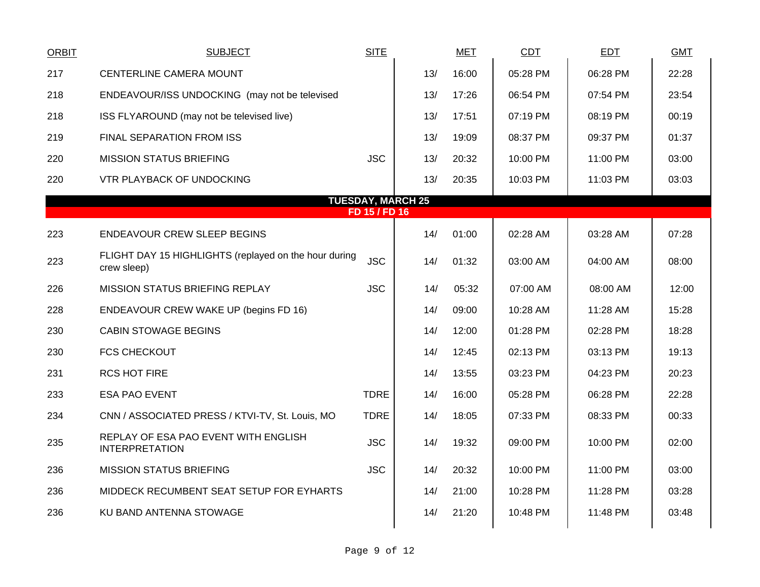| ORBIT | SUBJECT | SITE | MET | | CDT | EDT | GMT |
|---|---|---|---|---|---|---|---|
| 217 | CENTERLINE CAMERA MOUNT | | 13/ | 16:00 | 05:28 PM | 06:28 PM | 22:28 |
| 218 | ENDEAVOUR/ISS UNDOCKING (may not be televised | | 13/ | 17:26 | 06:54 PM | 07:54 PM | 23:54 |
| 218 | ISS FLYAROUND (may not be televised live) | | 13/ | 17:51 | 07:19 PM | 08:19 PM | 00:19 |
| 219 | FINAL SEPARATION FROM ISS | | 13/ | 19:09 | 08:37 PM | 09:37 PM | 01:37 |
| 220 | MISSION STATUS BRIEFING | JSC | 13/ | 20:32 | 10:00 PM | 11:00 PM | 03:00 |
| 220 | VTR PLAYBACK OF UNDOCKING | | 13/ | 20:35 | 10:03 PM | 11:03 PM | 03:03 |
| | **TUESDAY, MARCH 25** | | | | | | |
| | **FD 15 / FD 16** | | | | | | |
| 223 | ENDEAVOUR CREW SLEEP BEGINS | | 14/ | 01:00 | 02:28 AM | 03:28 AM | 07:28 |
| 223 | FLIGHT DAY 15 HIGHLIGHTS (replayed on the hour during crew sleep) | JSC | 14/ | 01:32 | 03:00 AM | 04:00 AM | 08:00 |
| 226 | MISSION STATUS BRIEFING REPLAY | JSC | 14/ | 05:32 | 07:00 AM | 08:00 AM | 12:00 |
| 228 | ENDEAVOUR CREW WAKE UP (begins FD 16) | | 14/ | 09:00 | 10:28 AM | 11:28 AM | 15:28 |
| 230 | CABIN STOWAGE BEGINS | | 14/ | 12:00 | 01:28 PM | 02:28 PM | 18:28 |
| 230 | FCS CHECKOUT | | 14/ | 12:45 | 02:13 PM | 03:13 PM | 19:13 |
| 231 | RCS HOT FIRE | | 14/ | 13:55 | 03:23 PM | 04:23 PM | 20:23 |
| 233 | ESA PAO EVENT | TDRE | 14/ | 16:00 | 05:28 PM | 06:28 PM | 22:28 |
| 234 | CNN / ASSOCIATED PRESS / KTVI-TV, St. Louis, MO | TDRE | 14/ | 18:05 | 07:33 PM | 08:33 PM | 00:33 |
| 235 | REPLAY OF ESA PAO EVENT WITH ENGLISH INTERPRETATION | JSC | 14/ | 19:32 | 09:00 PM | 10:00 PM | 02:00 |
| 236 | MISSION STATUS BRIEFING | JSC | 14/ | 20:32 | 10:00 PM | 11:00 PM | 03:00 |
| 236 | MIDDECK RECUMBENT SEAT SETUP FOR EYHARTS | | 14/ | 21:00 | 10:28 PM | 11:28 PM | 03:28 |
| 236 | KU BAND ANTENNA STOWAGE | | 14/ | 21:20 | 10:48 PM | 11:48 PM | 03:48 |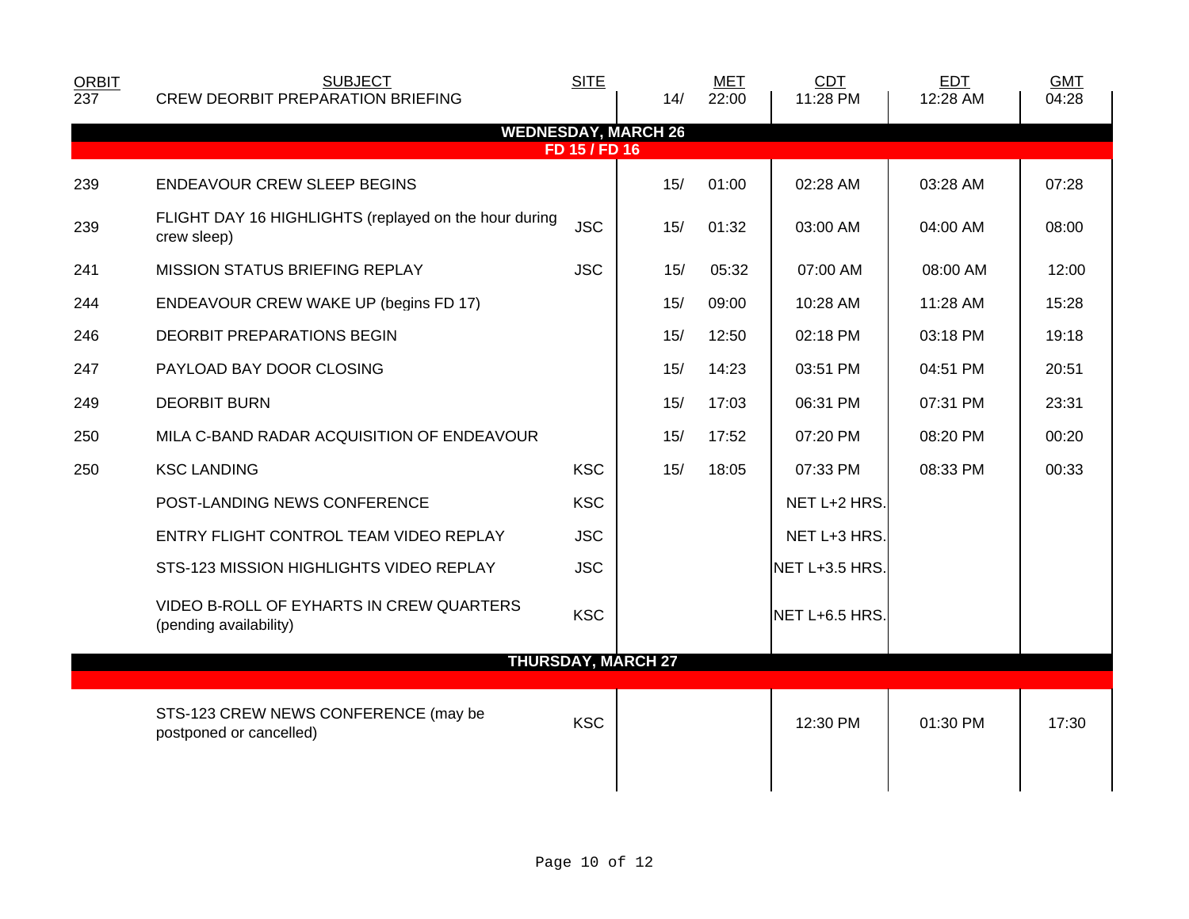| ORBIT | SUBJECT | SITE | MET | | CDT | EDT | GMT |
|---|---|---|---|---|---|---|---|
| 237 | CREW DEORBIT PREPARATION BRIEFING | | 14/ | 22:00 | 11:28 PM | 12:28 AM | 04:28 |
| | **WEDNESDAY, MARCH 26** | | | | | | |
| | **FD 15 / FD 16** | | | | | | |
| 239 | ENDEAVOUR CREW SLEEP BEGINS | | 15/ | 01:00 | 02:28 AM | 03:28 AM | 07:28 |
| 239 | FLIGHT DAY 16 HIGHLIGHTS (replayed on the hour during crew sleep) | JSC | 15/ | 01:32 | 03:00 AM | 04:00 AM | 08:00 |
| 241 | MISSION STATUS BRIEFING REPLAY | JSC | 15/ | 05:32 | 07:00 AM | 08:00 AM | 12:00 |
| 244 | ENDEAVOUR CREW WAKE UP (begins FD 17) | | 15/ | 09:00 | 10:28 AM | 11:28 AM | 15:28 |
| 246 | DEORBIT PREPARATIONS BEGIN | | 15/ | 12:50 | 02:18 PM | 03:18 PM | 19:18 |
| 247 | PAYLOAD BAY DOOR CLOSING | | 15/ | 14:23 | 03:51 PM | 04:51 PM | 20:51 |
| 249 | DEORBIT BURN | | 15/ | 17:03 | 06:31 PM | 07:31 PM | 23:31 |
| 250 | MILA C-BAND RADAR ACQUISITION OF ENDEAVOUR | | 15/ | 17:52 | 07:20 PM | 08:20 PM | 00:20 |
| 250 | KSC LANDING | KSC | 15/ | 18:05 | 07:33 PM | 08:33 PM | 00:33 |
| | POST-LANDING NEWS CONFERENCE | KSC | | | NET L+2 HRS. | | |
| | ENTRY FLIGHT CONTROL TEAM VIDEO REPLAY | JSC | | | NET L+3 HRS. | | |
| | STS-123 MISSION HIGHLIGHTS VIDEO REPLAY | JSC | | | NET L+3.5 HRS. | | |
| | VIDEO B-ROLL OF EYHARTS IN CREW QUARTERS (pending availability) | KSC | | | NET L+6.5 HRS. | | |
| | **THURSDAY, MARCH 27** | | | | | | |
| | STS-123 CREW NEWS CONFERENCE (may be postponed or cancelled) | KSC | | | 12:30 PM | 01:30 PM | 17:30 |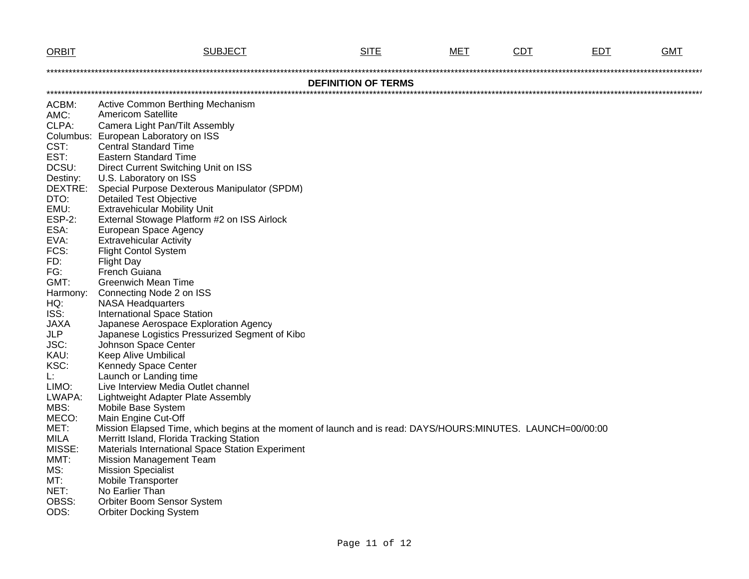| ORBIT | SUBJECT | SITE | MET | CDT | EDT | GMT |
|---|---|---|---|---|---|---|

## DEFINITION OF TERMS

| Term | Definition |
|---|---|
| ACBM: | Active Common Berthing Mechanism |
| AMC: | Americom Satellite |
| CLPA: | Camera Light Pan/Tilt Assembly |
| Columbus: | European Laboratory on ISS |
| CST: | Central Standard Time |
| EST: | Eastern Standard Time |
| DCSU: | Direct Current Switching Unit on ISS |
| Destiny: | U.S. Laboratory on ISS |
| DEXTRE: | Special Purpose Dexterous Manipulator (SPDM) |
| DTO: | Detailed Test Objective |
| EMU: | Extravehicular Mobility Unit |
| ESP-2: | External Stowage Platform #2 on ISS Airlock |
| ESA: | European Space Agency |
| EVA: | Extravehicular Activity |
| FCS: | Flight Contol System |
| FD: | Flight Day |
| FG: | French Guiana |
| GMT: | Greenwich Mean Time |
| Harmony: | Connecting Node 2 on ISS |
| HQ: | NASA Headquarters |
| ISS: | International Space Station |
| JAXA | Japanese Aerospace Exploration Agency |
| JLP | Japanese Logistics Pressurized Segment of Kibo |
| JSC: | Johnson Space Center |
| KAU: | Keep Alive Umbilical |
| KSC: | Kennedy Space Center |
| L: | Launch or Landing time |
| LIMO: | Live Interview Media Outlet channel |
| LWAPA: | Lightweight Adapter Plate Assembly |
| MBS: | Mobile Base System |
| MECO: | Main Engine Cut-Off |
| MET: | Mission Elapsed Time, which begins at the moment of launch and is read: DAYS/HOURS:MINUTES. LAUNCH=00/00:00 |
| MILA | Merritt Island, Florida Tracking Station |
| MISSE: | Materials International Space Station Experiment |
| MMT: | Mission Management Team |
| MS: | Mission Specialist |
| MT: | Mobile Transporter |
| NET: | No Earlier Than |
| OBSS: | Orbiter Boom Sensor System |
| ODS: | Orbiter Docking System |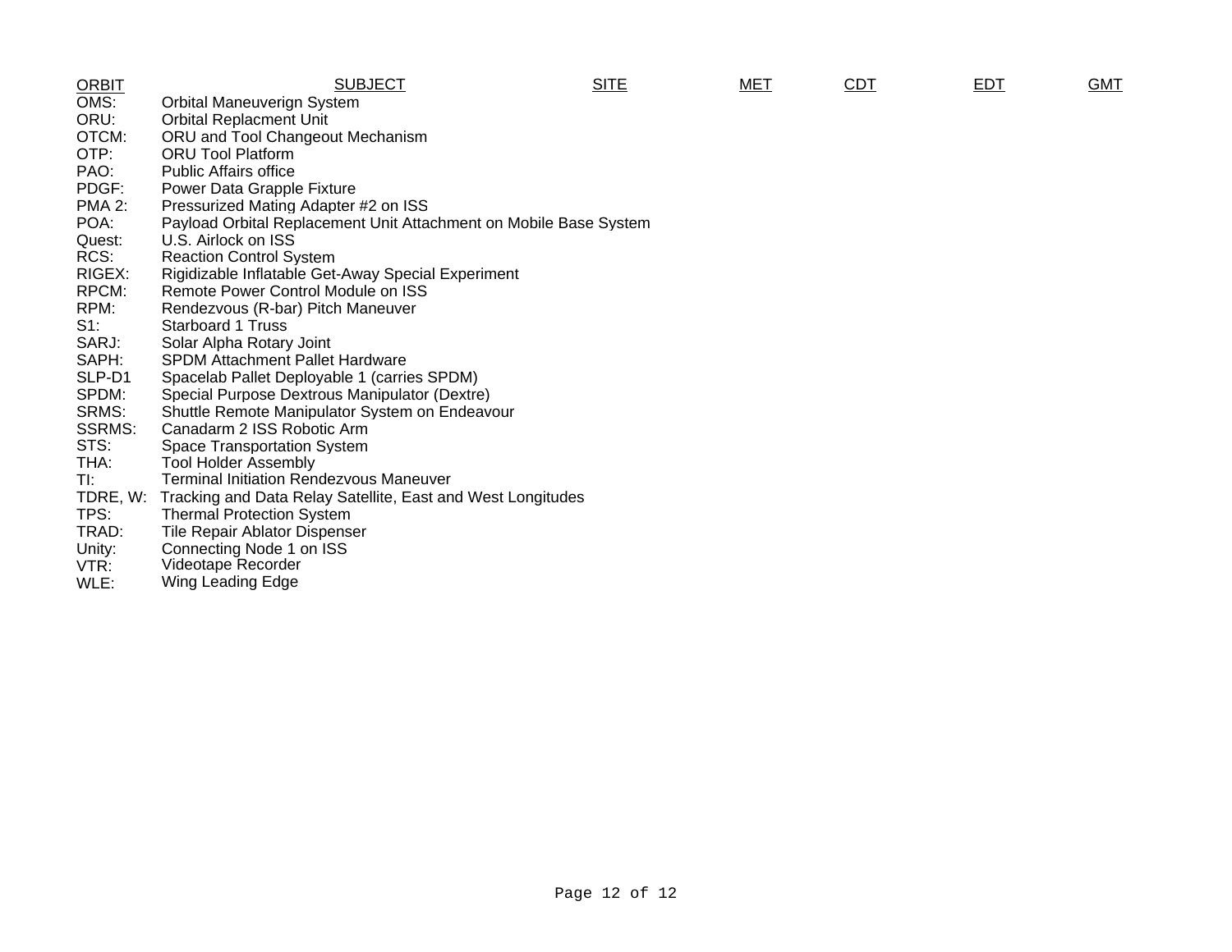| ORBIT | SUBJECT | SITE | MET | CDT | EDT | GMT |
|---|---|---|---|---|---|---|
| OMS: | Orbital Maneuverign System | | | | | |
| ORU: | Orbital Replacment Unit | | | | | |
| OTCM: | ORU and Tool Changeout Mechanism | | | | | |
| OTP: | ORU Tool Platform | | | | | |
| PAO: | Public Affairs office | | | | | |
| PDGF: | Power Data Grapple Fixture | | | | | |
| PMA 2: | Pressurized Mating Adapter #2 on ISS | | | | | |
| POA: | Payload Orbital Replacement Unit Attachment on Mobile Base System | | | | | |
| Quest: | U.S. Airlock on ISS | | | | | |
| RCS: | Reaction Control System | | | | | |
| RIGEX: | Rigidizable Inflatable Get-Away Special Experiment | | | | | |
| RPCM: | Remote Power Control Module on ISS | | | | | |
| RPM: | Rendezvous (R-bar) Pitch Maneuver | | | | | |
| S1: | Starboard 1 Truss | | | | | |
| SARJ: | Solar Alpha Rotary Joint | | | | | |
| SAPH: | SPDM Attachment Pallet Hardware | | | | | |
| SLP-D1 | Spacelab Pallet Deployable 1 (carries SPDM) | | | | | |
| SPDM: | Special Purpose Dextrous Manipulator (Dextre) | | | | | |
| SRMS: | Shuttle Remote Manipulator System on Endeavour | | | | | |
| SSRMS: | Canadarm 2 ISS Robotic Arm | | | | | |
| STS: | Space Transportation System | | | | | |
| THA: | Tool Holder Assembly | | | | | |
| TI: | Terminal Initiation Rendezvous Maneuver | | | | | |
| TDRE, W: | Tracking and Data Relay Satellite, East and West Longitudes | | | | | |
| TPS: | Thermal Protection System | | | | | |
| TRAD: | Tile Repair Ablator Dispenser | | | | | |
| Unity: | Connecting Node 1 on ISS | | | | | |
| VTR: | Videotape Recorder | | | | | |
| WLE: | Wing Leading Edge | | | | | |